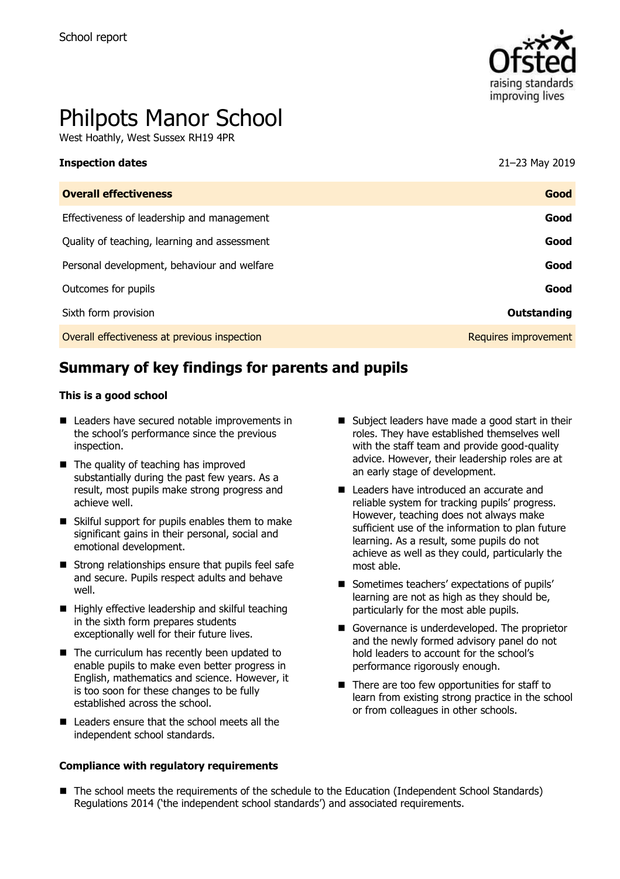School report

# Philpots Manor School

West Hoathly, West Sussex RH19 4PR

| **Inspection dates** | 21–23 May 2019 |
|---|---|
| **Overall effectiveness** | **Good** |
| Effectiveness of leadership and management | **Good** |
| Quality of teaching, learning and assessment | **Good** |
| Personal development, behaviour and welfare | **Good** |
| Outcomes for pupils | **Good** |
| Sixth form provision | **Outstanding** |
| Overall effectiveness at previous inspection | Requires improvement |

## Summary of key findings for parents and pupils

### This is a good school

- Leaders have secured notable improvements in the school's performance since the previous inspection.
- The quality of teaching has improved substantially during the past few years. As a result, most pupils make strong progress and achieve well.
- Skilful support for pupils enables them to make significant gains in their personal, social and emotional development.
- Strong relationships ensure that pupils feel safe and secure. Pupils respect adults and behave well.
- Highly effective leadership and skilful teaching in the sixth form prepares students exceptionally well for their future lives.
- The curriculum has recently been updated to enable pupils to make even better progress in English, mathematics and science. However, it is too soon for these changes to be fully established across the school.
- Leaders ensure that the school meets all the independent school standards.
- Subject leaders have made a good start in their roles. They have established themselves well with the staff team and provide good-quality advice. However, their leadership roles are at an early stage of development.
- Leaders have introduced an accurate and reliable system for tracking pupils' progress. However, teaching does not always make sufficient use of the information to plan future learning. As a result, some pupils do not achieve as well as they could, particularly the most able.
- Sometimes teachers' expectations of pupils' learning are not as high as they should be, particularly for the most able pupils.
- Governance is underdeveloped. The proprietor and the newly formed advisory panel do not hold leaders to account for the school's performance rigorously enough.
- There are too few opportunities for staff to learn from existing strong practice in the school or from colleagues in other schools.

### Compliance with regulatory requirements

- The school meets the requirements of the schedule to the Education (Independent School Standards) Regulations 2014 ('the independent school standards') and associated requirements.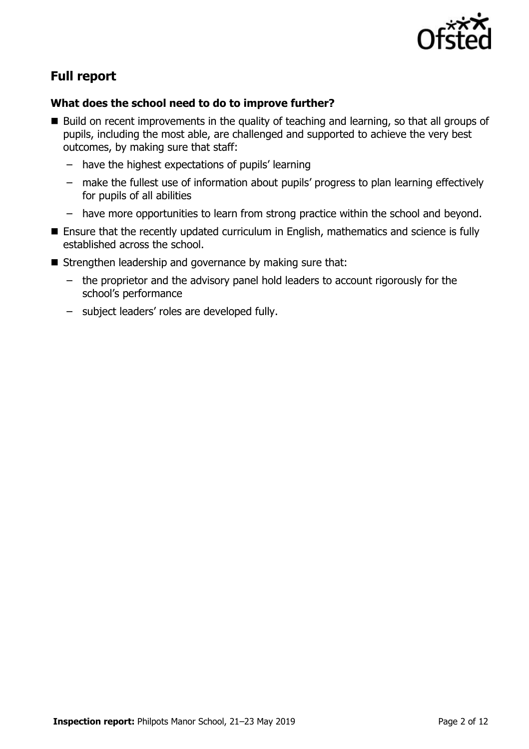## Full report

### What does the school need to do to improve further?

- Build on recent improvements in the quality of teaching and learning, so that all groups of pupils, including the most able, are challenged and supported to achieve the very best outcomes, by making sure that staff:
  - have the highest expectations of pupils' learning
  - make the fullest use of information about pupils' progress to plan learning effectively for pupils of all abilities
  - have more opportunities to learn from strong practice within the school and beyond.
- Ensure that the recently updated curriculum in English, mathematics and science is fully established across the school.
- Strengthen leadership and governance by making sure that:
  - the proprietor and the advisory panel hold leaders to account rigorously for the school's performance
  - subject leaders' roles are developed fully.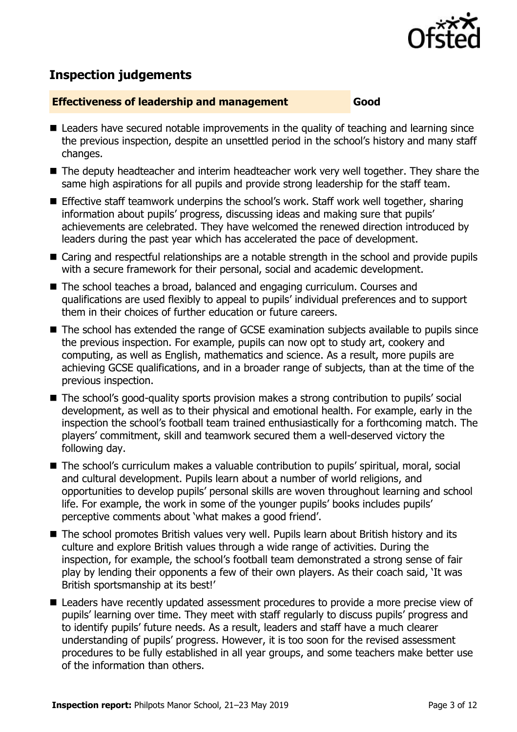## Inspection judgements

**Effectiveness of leadership and management** **Good**

- Leaders have secured notable improvements in the quality of teaching and learning since the previous inspection, despite an unsettled period in the school's history and many staff changes.
- The deputy headteacher and interim headteacher work very well together. They share the same high aspirations for all pupils and provide strong leadership for the staff team.
- Effective staff teamwork underpins the school's work. Staff work well together, sharing information about pupils' progress, discussing ideas and making sure that pupils' achievements are celebrated. They have welcomed the renewed direction introduced by leaders during the past year which has accelerated the pace of development.
- Caring and respectful relationships are a notable strength in the school and provide pupils with a secure framework for their personal, social and academic development.
- The school teaches a broad, balanced and engaging curriculum. Courses and qualifications are used flexibly to appeal to pupils' individual preferences and to support them in their choices of further education or future careers.
- The school has extended the range of GCSE examination subjects available to pupils since the previous inspection. For example, pupils can now opt to study art, cookery and computing, as well as English, mathematics and science. As a result, more pupils are achieving GCSE qualifications, and in a broader range of subjects, than at the time of the previous inspection.
- The school's good-quality sports provision makes a strong contribution to pupils' social development, as well as to their physical and emotional health. For example, early in the inspection the school's football team trained enthusiastically for a forthcoming match. The players' commitment, skill and teamwork secured them a well-deserved victory the following day.
- The school's curriculum makes a valuable contribution to pupils' spiritual, moral, social and cultural development. Pupils learn about a number of world religions, and opportunities to develop pupils' personal skills are woven throughout learning and school life. For example, the work in some of the younger pupils' books includes pupils' perceptive comments about 'what makes a good friend'.
- The school promotes British values very well. Pupils learn about British history and its culture and explore British values through a wide range of activities. During the inspection, for example, the school's football team demonstrated a strong sense of fair play by lending their opponents a few of their own players. As their coach said, 'It was British sportsmanship at its best!'
- Leaders have recently updated assessment procedures to provide a more precise view of pupils' learning over time. They meet with staff regularly to discuss pupils' progress and to identify pupils' future needs. As a result, leaders and staff have a much clearer understanding of pupils' progress. However, it is too soon for the revised assessment procedures to be fully established in all year groups, and some teachers make better use of the information than others.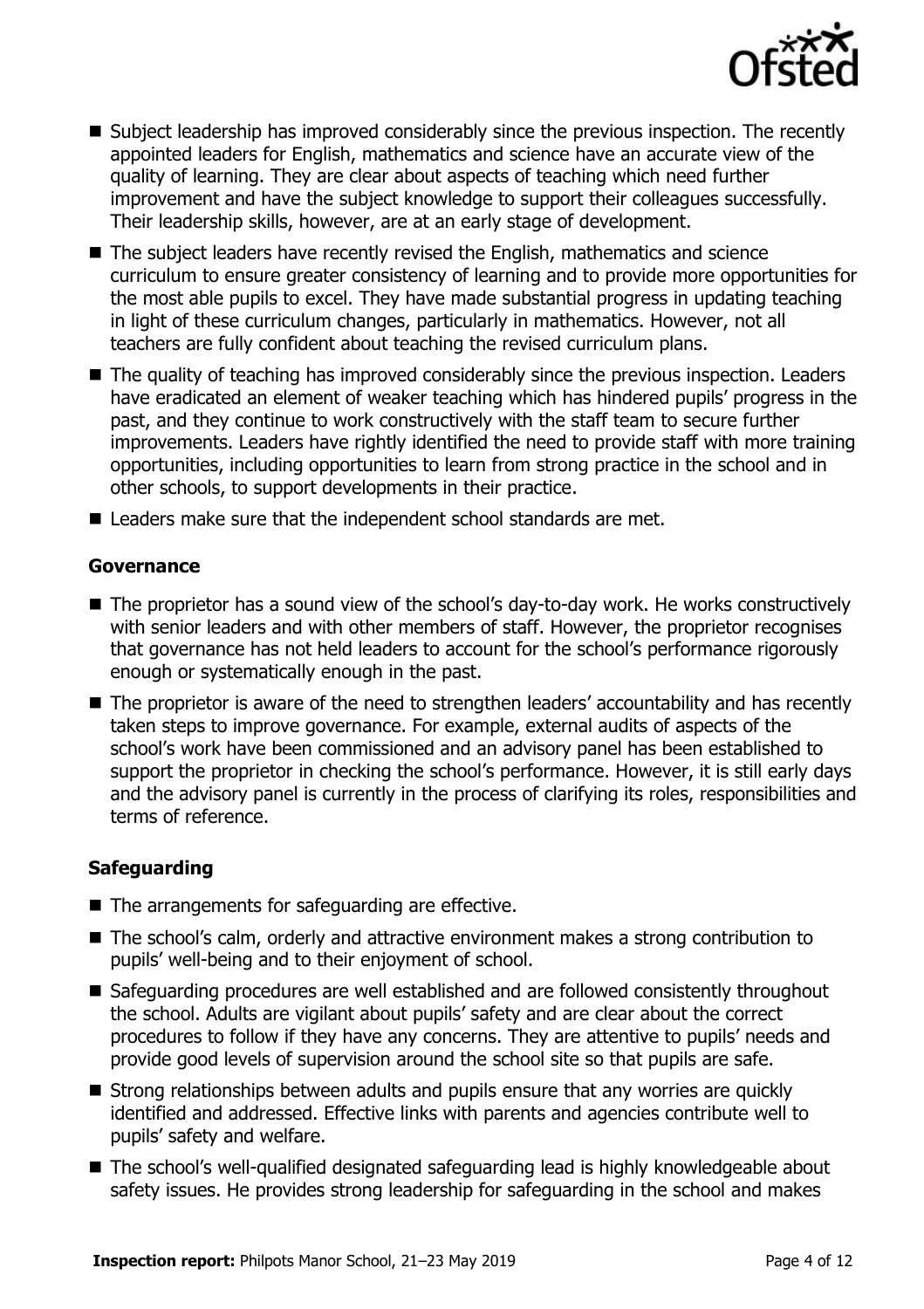- Subject leadership has improved considerably since the previous inspection. The recently appointed leaders for English, mathematics and science have an accurate view of the quality of learning. They are clear about aspects of teaching which need further improvement and have the subject knowledge to support their colleagues successfully. Their leadership skills, however, are at an early stage of development.
- The subject leaders have recently revised the English, mathematics and science curriculum to ensure greater consistency of learning and to provide more opportunities for the most able pupils to excel. They have made substantial progress in updating teaching in light of these curriculum changes, particularly in mathematics. However, not all teachers are fully confident about teaching the revised curriculum plans.
- The quality of teaching has improved considerably since the previous inspection. Leaders have eradicated an element of weaker teaching which has hindered pupils' progress in the past, and they continue to work constructively with the staff team to secure further improvements. Leaders have rightly identified the need to provide staff with more training opportunities, including opportunities to learn from strong practice in the school and in other schools, to support developments in their practice.
- Leaders make sure that the independent school standards are met.

### Governance

- The proprietor has a sound view of the school's day-to-day work. He works constructively with senior leaders and with other members of staff. However, the proprietor recognises that governance has not held leaders to account for the school's performance rigorously enough or systematically enough in the past.
- The proprietor is aware of the need to strengthen leaders' accountability and has recently taken steps to improve governance. For example, external audits of aspects of the school's work have been commissioned and an advisory panel has been established to support the proprietor in checking the school's performance. However, it is still early days and the advisory panel is currently in the process of clarifying its roles, responsibilities and terms of reference.

### Safeguarding

- The arrangements for safeguarding are effective.
- The school's calm, orderly and attractive environment makes a strong contribution to pupils' well-being and to their enjoyment of school.
- Safeguarding procedures are well established and are followed consistently throughout the school. Adults are vigilant about pupils' safety and are clear about the correct procedures to follow if they have any concerns. They are attentive to pupils' needs and provide good levels of supervision around the school site so that pupils are safe.
- Strong relationships between adults and pupils ensure that any worries are quickly identified and addressed. Effective links with parents and agencies contribute well to pupils' safety and welfare.
- The school's well-qualified designated safeguarding lead is highly knowledgeable about safety issues. He provides strong leadership for safeguarding in the school and makes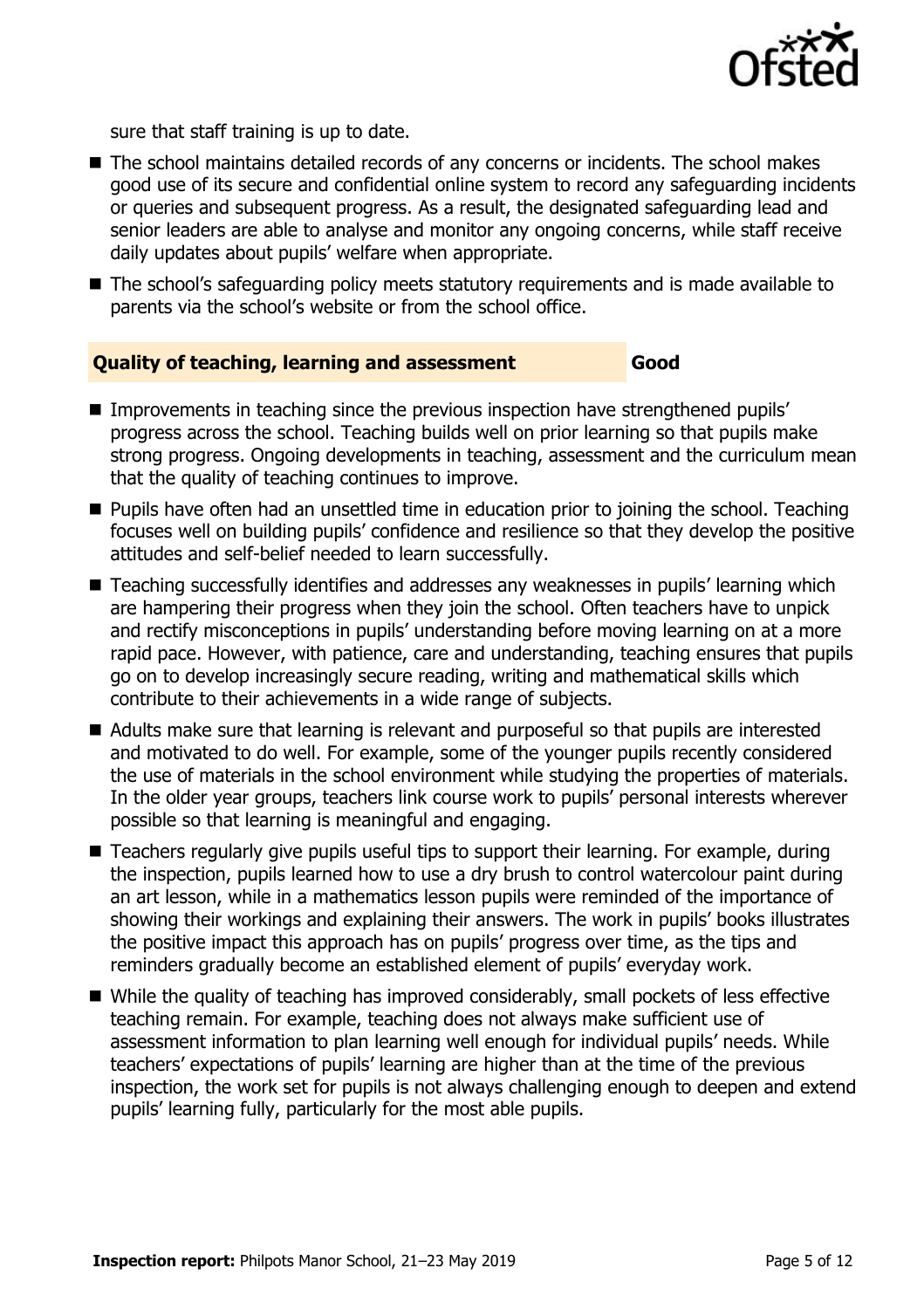sure that staff training is up to date.

- The school maintains detailed records of any concerns or incidents. The school makes good use of its secure and confidential online system to record any safeguarding incidents or queries and subsequent progress. As a result, the designated safeguarding lead and senior leaders are able to analyse and monitor any ongoing concerns, while staff receive daily updates about pupils' welfare when appropriate.
- The school's safeguarding policy meets statutory requirements and is made available to parents via the school's website or from the school office.

### Quality of teaching, learning and assessment — Good

- Improvements in teaching since the previous inspection have strengthened pupils' progress across the school. Teaching builds well on prior learning so that pupils make strong progress. Ongoing developments in teaching, assessment and the curriculum mean that the quality of teaching continues to improve.
- Pupils have often had an unsettled time in education prior to joining the school. Teaching focuses well on building pupils' confidence and resilience so that they develop the positive attitudes and self-belief needed to learn successfully.
- Teaching successfully identifies and addresses any weaknesses in pupils' learning which are hampering their progress when they join the school. Often teachers have to unpick and rectify misconceptions in pupils' understanding before moving learning on at a more rapid pace. However, with patience, care and understanding, teaching ensures that pupils go on to develop increasingly secure reading, writing and mathematical skills which contribute to their achievements in a wide range of subjects.
- Adults make sure that learning is relevant and purposeful so that pupils are interested and motivated to do well. For example, some of the younger pupils recently considered the use of materials in the school environment while studying the properties of materials. In the older year groups, teachers link course work to pupils' personal interests wherever possible so that learning is meaningful and engaging.
- Teachers regularly give pupils useful tips to support their learning. For example, during the inspection, pupils learned how to use a dry brush to control watercolour paint during an art lesson, while in a mathematics lesson pupils were reminded of the importance of showing their workings and explaining their answers. The work in pupils' books illustrates the positive impact this approach has on pupils' progress over time, as the tips and reminders gradually become an established element of pupils' everyday work.
- While the quality of teaching has improved considerably, small pockets of less effective teaching remain. For example, teaching does not always make sufficient use of assessment information to plan learning well enough for individual pupils' needs. While teachers' expectations of pupils' learning are higher than at the time of the previous inspection, the work set for pupils is not always challenging enough to deepen and extend pupils' learning fully, particularly for the most able pupils.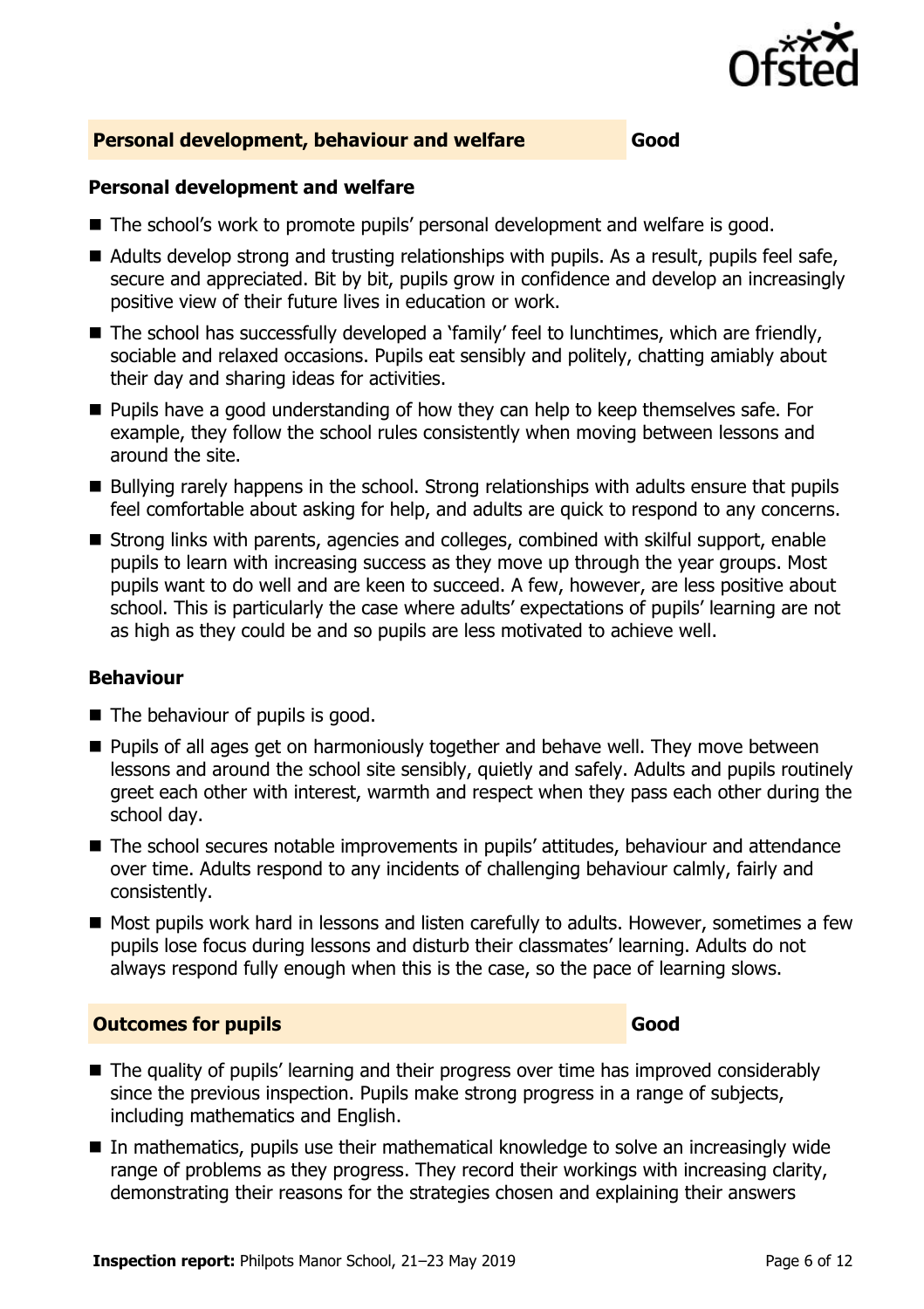## Personal development, behaviour and welfare — Good

### Personal development and welfare

- The school's work to promote pupils' personal development and welfare is good.
- Adults develop strong and trusting relationships with pupils. As a result, pupils feel safe, secure and appreciated. Bit by bit, pupils grow in confidence and develop an increasingly positive view of their future lives in education or work.
- The school has successfully developed a 'family' feel to lunchtimes, which are friendly, sociable and relaxed occasions. Pupils eat sensibly and politely, chatting amiably about their day and sharing ideas for activities.
- Pupils have a good understanding of how they can help to keep themselves safe. For example, they follow the school rules consistently when moving between lessons and around the site.
- Bullying rarely happens in the school. Strong relationships with adults ensure that pupils feel comfortable about asking for help, and adults are quick to respond to any concerns.
- Strong links with parents, agencies and colleges, combined with skilful support, enable pupils to learn with increasing success as they move up through the year groups. Most pupils want to do well and are keen to succeed. A few, however, are less positive about school. This is particularly the case where adults' expectations of pupils' learning are not as high as they could be and so pupils are less motivated to achieve well.

### Behaviour

- The behaviour of pupils is good.
- Pupils of all ages get on harmoniously together and behave well. They move between lessons and around the school site sensibly, quietly and safely. Adults and pupils routinely greet each other with interest, warmth and respect when they pass each other during the school day.
- The school secures notable improvements in pupils' attitudes, behaviour and attendance over time. Adults respond to any incidents of challenging behaviour calmly, fairly and consistently.
- Most pupils work hard in lessons and listen carefully to adults. However, sometimes a few pupils lose focus during lessons and disturb their classmates' learning. Adults do not always respond fully enough when this is the case, so the pace of learning slows.

## Outcomes for pupils — Good

- The quality of pupils' learning and their progress over time has improved considerably since the previous inspection. Pupils make strong progress in a range of subjects, including mathematics and English.
- In mathematics, pupils use their mathematical knowledge to solve an increasingly wide range of problems as they progress. They record their workings with increasing clarity, demonstrating their reasons for the strategies chosen and explaining their answers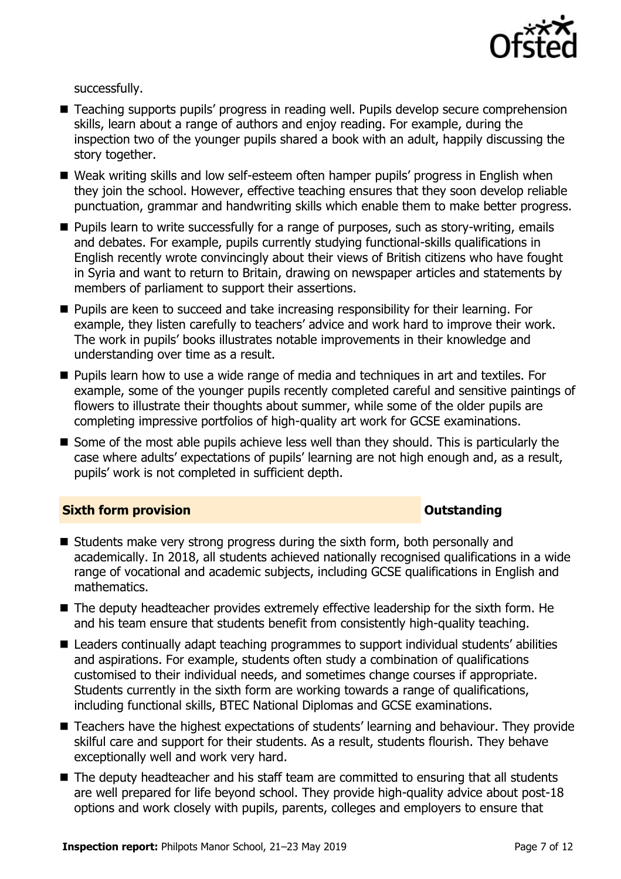successfully.

- Teaching supports pupils' progress in reading well. Pupils develop secure comprehension skills, learn about a range of authors and enjoy reading. For example, during the inspection two of the younger pupils shared a book with an adult, happily discussing the story together.
- Weak writing skills and low self-esteem often hamper pupils' progress in English when they join the school. However, effective teaching ensures that they soon develop reliable punctuation, grammar and handwriting skills which enable them to make better progress.
- Pupils learn to write successfully for a range of purposes, such as story-writing, emails and debates. For example, pupils currently studying functional-skills qualifications in English recently wrote convincingly about their views of British citizens who have fought in Syria and want to return to Britain, drawing on newspaper articles and statements by members of parliament to support their assertions.
- Pupils are keen to succeed and take increasing responsibility for their learning. For example, they listen carefully to teachers' advice and work hard to improve their work. The work in pupils' books illustrates notable improvements in their knowledge and understanding over time as a result.
- Pupils learn how to use a wide range of media and techniques in art and textiles. For example, some of the younger pupils recently completed careful and sensitive paintings of flowers to illustrate their thoughts about summer, while some of the older pupils are completing impressive portfolios of high-quality art work for GCSE examinations.
- Some of the most able pupils achieve less well than they should. This is particularly the case where adults' expectations of pupils' learning are not high enough and, as a result, pupils' work is not completed in sufficient depth.

## Sixth form provision — Outstanding

- Students make very strong progress during the sixth form, both personally and academically. In 2018, all students achieved nationally recognised qualifications in a wide range of vocational and academic subjects, including GCSE qualifications in English and mathematics.
- The deputy headteacher provides extremely effective leadership for the sixth form. He and his team ensure that students benefit from consistently high-quality teaching.
- Leaders continually adapt teaching programmes to support individual students' abilities and aspirations. For example, students often study a combination of qualifications customised to their individual needs, and sometimes change courses if appropriate. Students currently in the sixth form are working towards a range of qualifications, including functional skills, BTEC National Diplomas and GCSE examinations.
- Teachers have the highest expectations of students' learning and behaviour. They provide skilful care and support for their students. As a result, students flourish. They behave exceptionally well and work very hard.
- The deputy headteacher and his staff team are committed to ensuring that all students are well prepared for life beyond school. They provide high-quality advice about post-18 options and work closely with pupils, parents, colleges and employers to ensure that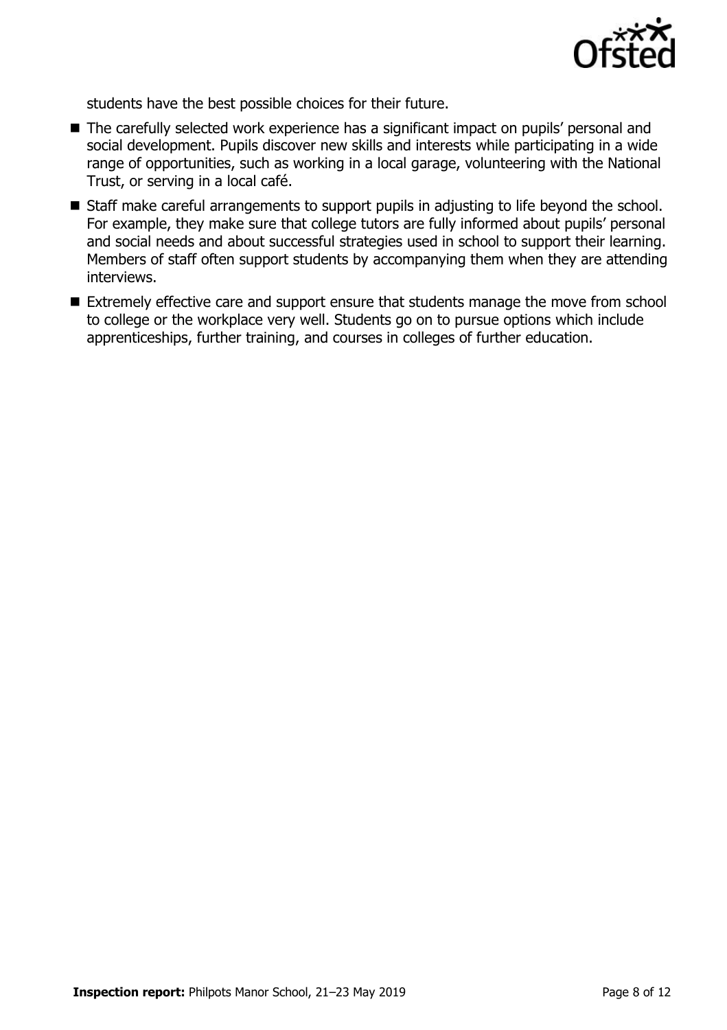students have the best possible choices for their future.

- The carefully selected work experience has a significant impact on pupils' personal and social development. Pupils discover new skills and interests while participating in a wide range of opportunities, such as working in a local garage, volunteering with the National Trust, or serving in a local café.
- Staff make careful arrangements to support pupils in adjusting to life beyond the school. For example, they make sure that college tutors are fully informed about pupils' personal and social needs and about successful strategies used in school to support their learning. Members of staff often support students by accompanying them when they are attending interviews.
- Extremely effective care and support ensure that students manage the move from school to college or the workplace very well. Students go on to pursue options which include apprenticeships, further training, and courses in colleges of further education.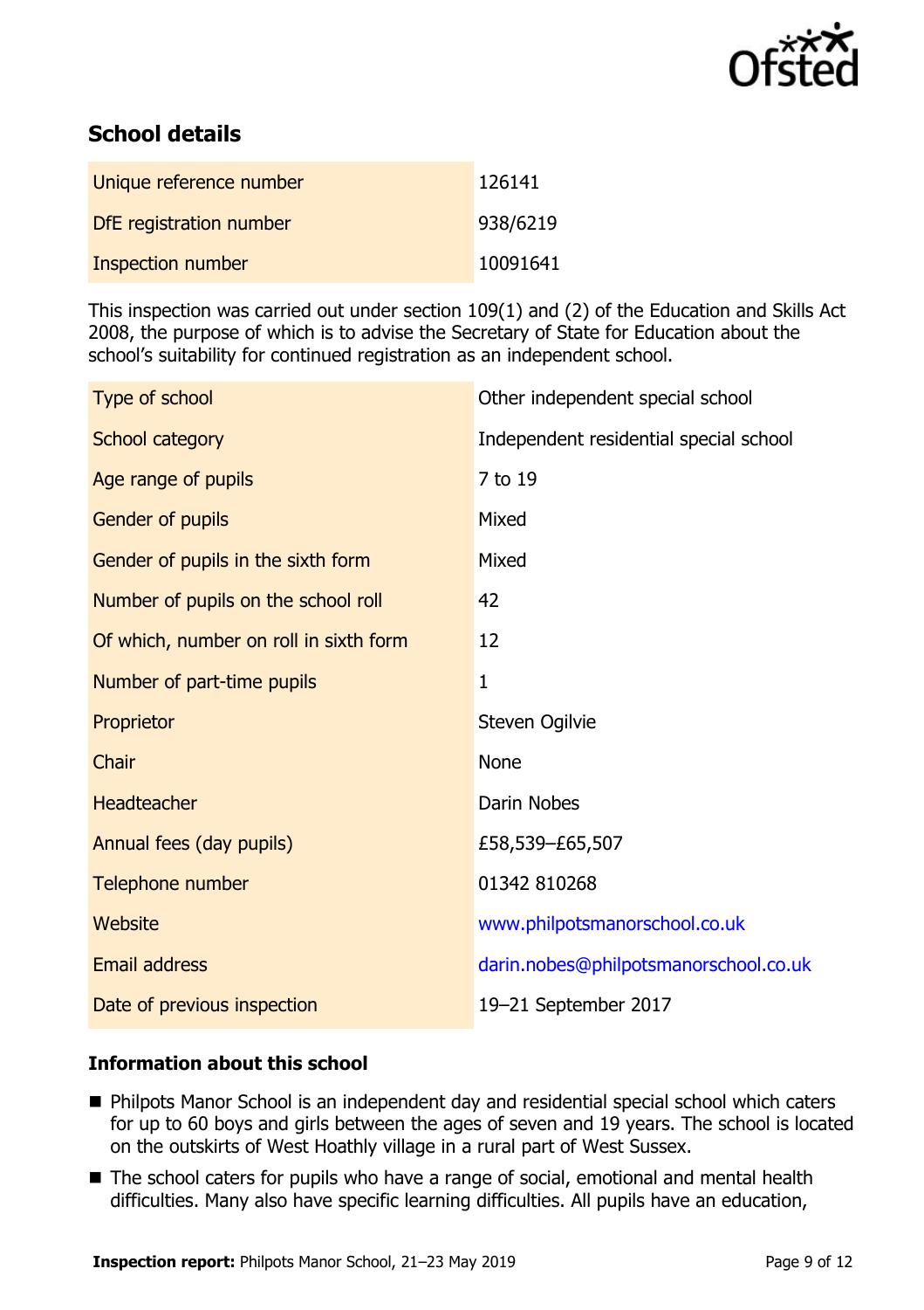## School details

| | |
|---|---|
| Unique reference number | 126141 |
| DfE registration number | 938/6219 |
| Inspection number | 10091641 |

This inspection was carried out under section 109(1) and (2) of the Education and Skills Act 2008, the purpose of which is to advise the Secretary of State for Education about the school's suitability for continued registration as an independent school.

| | |
|---|---|
| Type of school | Other independent special school |
| School category | Independent residential special school |
| Age range of pupils | 7 to 19 |
| Gender of pupils | Mixed |
| Gender of pupils in the sixth form | Mixed |
| Number of pupils on the school roll | 42 |
| Of which, number on roll in sixth form | 12 |
| Number of part-time pupils | 1 |
| Proprietor | Steven Ogilvie |
| Chair | None |
| Headteacher | Darin Nobes |
| Annual fees (day pupils) | £58,539–£65,507 |
| Telephone number | 01342 810268 |
| Website | www.philpotsmanorschool.co.uk |
| Email address | darin.nobes@philpotsmanorschool.co.uk |
| Date of previous inspection | 19–21 September 2017 |

### Information about this school

- Philpots Manor School is an independent day and residential special school which caters for up to 60 boys and girls between the ages of seven and 19 years. The school is located on the outskirts of West Hoathly village in a rural part of West Sussex.
- The school caters for pupils who have a range of social, emotional and mental health difficulties. Many also have specific learning difficulties. All pupils have an education,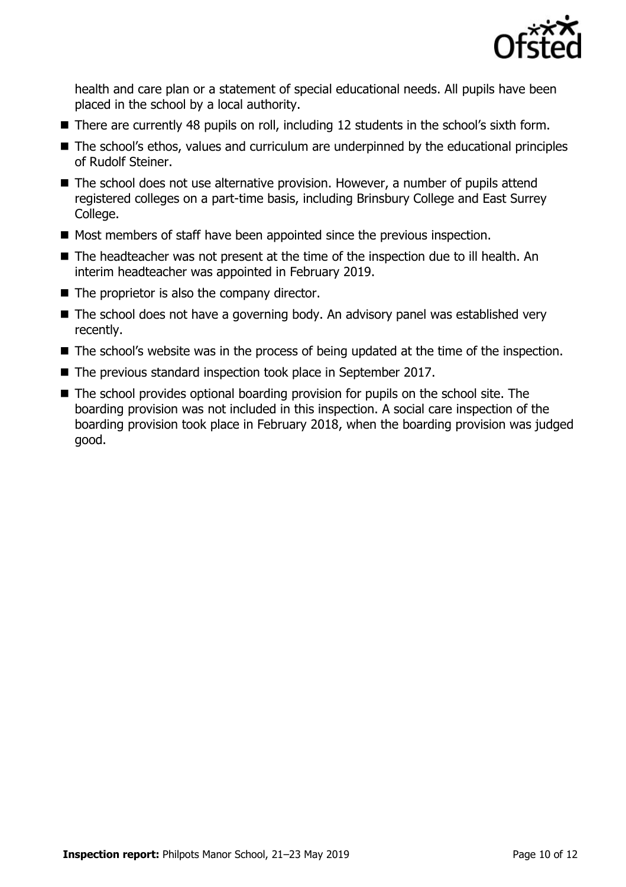health and care plan or a statement of special educational needs. All pupils have been placed in the school by a local authority.

- There are currently 48 pupils on roll, including 12 students in the school's sixth form.
- The school's ethos, values and curriculum are underpinned by the educational principles of Rudolf Steiner.
- The school does not use alternative provision. However, a number of pupils attend registered colleges on a part-time basis, including Brinsbury College and East Surrey College.
- Most members of staff have been appointed since the previous inspection.
- The headteacher was not present at the time of the inspection due to ill health. An interim headteacher was appointed in February 2019.
- The proprietor is also the company director.
- The school does not have a governing body. An advisory panel was established very recently.
- The school's website was in the process of being updated at the time of the inspection.
- The previous standard inspection took place in September 2017.
- The school provides optional boarding provision for pupils on the school site. The boarding provision was not included in this inspection. A social care inspection of the boarding provision took place in February 2018, when the boarding provision was judged good.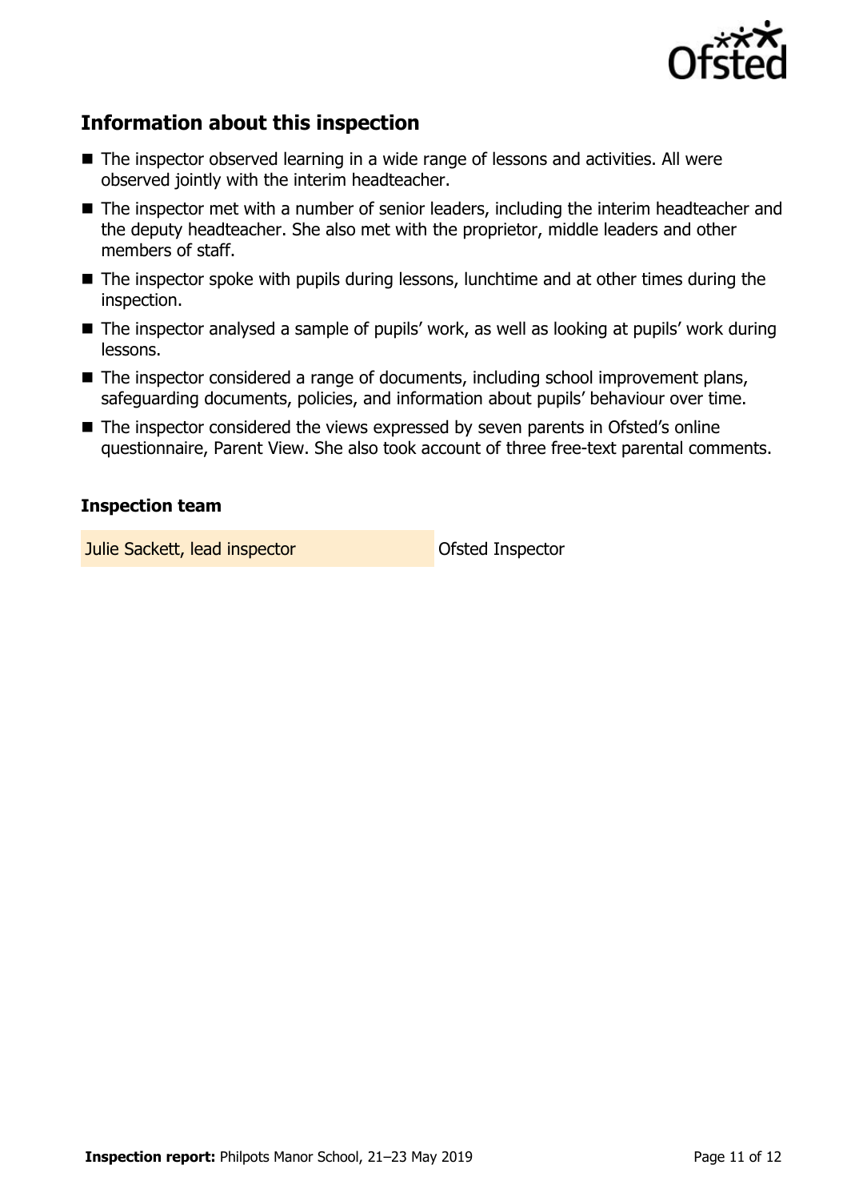## Information about this inspection

- The inspector observed learning in a wide range of lessons and activities. All were observed jointly with the interim headteacher.
- The inspector met with a number of senior leaders, including the interim headteacher and the deputy headteacher. She also met with the proprietor, middle leaders and other members of staff.
- The inspector spoke with pupils during lessons, lunchtime and at other times during the inspection.
- The inspector analysed a sample of pupils' work, as well as looking at pupils' work during lessons.
- The inspector considered a range of documents, including school improvement plans, safeguarding documents, policies, and information about pupils' behaviour over time.
- The inspector considered the views expressed by seven parents in Ofsted's online questionnaire, Parent View. She also took account of three free-text parental comments.

### Inspection team

| | |
|---|---|
| Julie Sackett, lead inspector | Ofsted Inspector |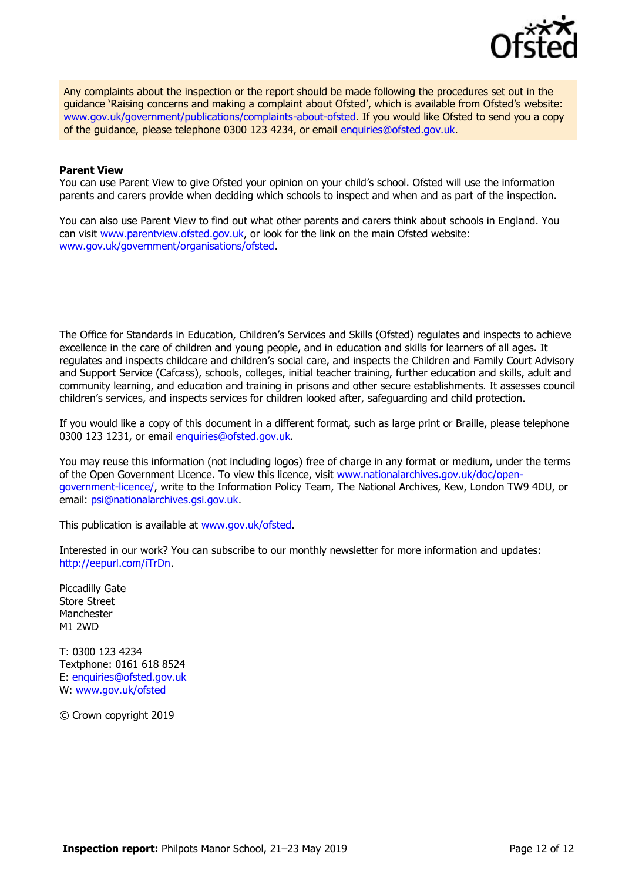Any complaints about the inspection or the report should be made following the procedures set out in the guidance 'Raising concerns and making a complaint about Ofsted', which is available from Ofsted's website: www.gov.uk/government/publications/complaints-about-ofsted. If you would like Ofsted to send you a copy of the guidance, please telephone 0300 123 4234, or email enquiries@ofsted.gov.uk.

**Parent View**

You can use Parent View to give Ofsted your opinion on your child's school. Ofsted will use the information parents and carers provide when deciding which schools to inspect and when and as part of the inspection.

You can also use Parent View to find out what other parents and carers think about schools in England. You can visit www.parentview.ofsted.gov.uk, or look for the link on the main Ofsted website: www.gov.uk/government/organisations/ofsted.

The Office for Standards in Education, Children's Services and Skills (Ofsted) regulates and inspects to achieve excellence in the care of children and young people, and in education and skills for learners of all ages. It regulates and inspects childcare and children's social care, and inspects the Children and Family Court Advisory and Support Service (Cafcass), schools, colleges, initial teacher training, further education and skills, adult and community learning, and education and training in prisons and other secure establishments. It assesses council children's services, and inspects services for children looked after, safeguarding and child protection.

If you would like a copy of this document in a different format, such as large print or Braille, please telephone 0300 123 1231, or email enquiries@ofsted.gov.uk.

You may reuse this information (not including logos) free of charge in any format or medium, under the terms of the Open Government Licence. To view this licence, visit www.nationalarchives.gov.uk/doc/open-government-licence/, write to the Information Policy Team, The National Archives, Kew, London TW9 4DU, or email: psi@nationalarchives.gsi.gov.uk.

This publication is available at www.gov.uk/ofsted.

Interested in our work? You can subscribe to our monthly newsletter for more information and updates: http://eepurl.com/iTrDn.

Piccadilly Gate
Store Street
Manchester
M1 2WD

T: 0300 123 4234
Textphone: 0161 618 8524
E: enquiries@ofsted.gov.uk
W: www.gov.uk/ofsted

© Crown copyright 2019